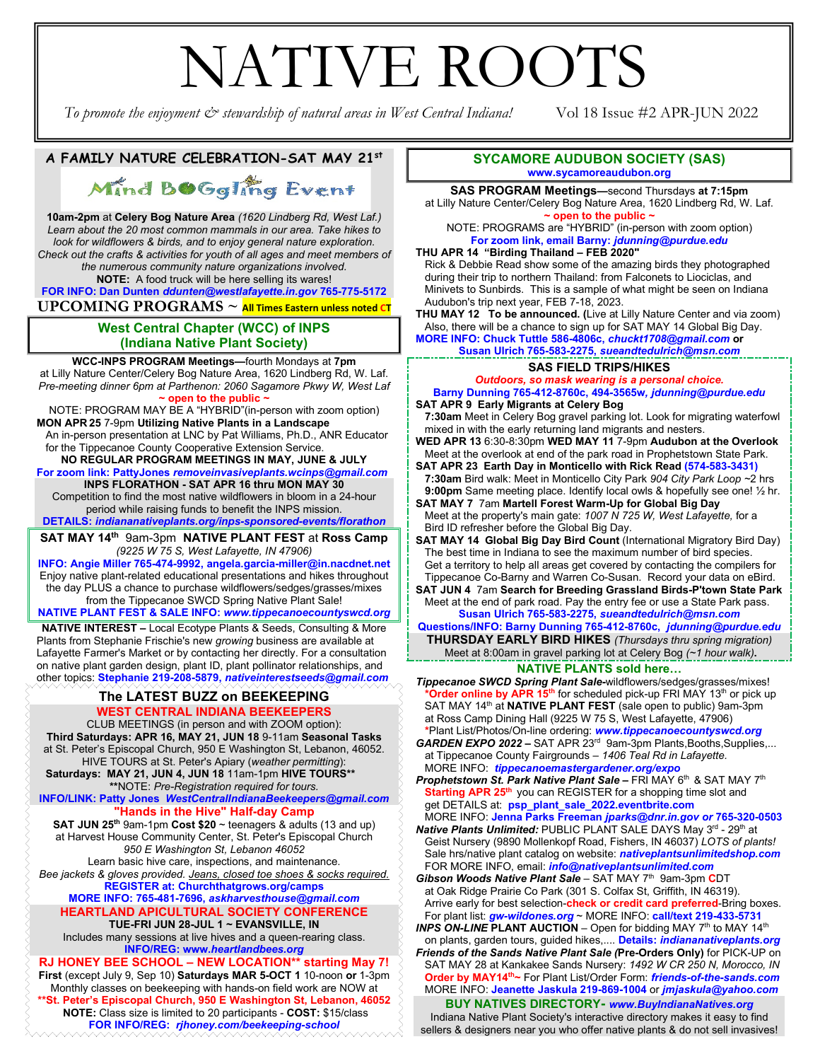# NATIVE ROOTS

*To promote the enjoyment & stewardship of natural areas in West Central Indiana!* Vol 18 Issue #2 APR-JUN 2022

## A FAMILY NATURE CELEBRATION-SAT MAY 21st

### Mind BOGgling Event

**10am-2pm** at **Celery Bog Nature Area** *(1620 Lindberg Rd, West Laf.)* *Learn about the 20 most common mammals in our area. Take hikes to look for wildflowers & birds, and to enjoy general nature exploration. Check out the crafts & activities for youth of all ages and meet members of the numerous community nature organizations involved.*
**NOTE:** A food truck will be here selling its wares!
**FOR INFO: Dan Dunten** ***ddunten@westlafayette.in.gov*** **765-775-5172**

## UPCOMING PROGRAMS ~ All Times Eastern unless noted CT

### West Central Chapter (WCC) of INPS (Indiana Native Plant Society)

**WCC-INPS PROGRAM Meetings—**fourth Mondays at **7pm** at Lilly Nature Center/Celery Bog Nature Area, 1620 Lindberg Rd, W. Laf. *Pre-meeting dinner 6pm at Parthenon: 2060 Sagamore Pkwy W, West Laf*
**~ open to the public ~**
NOTE: PROGRAM MAY BE A "HYBRID"(in-person with zoom option)

**MON APR 25** 7-9pm **Utilizing Native Plants in a Landscape**
An in-person presentation at LNC by Pat Williams, Ph.D., ANR Educator for the Tippecanoe County Cooperative Extension Service.

**NO REGULAR PROGRAM MEETINGS IN MAY, JUNE & JULY**

**For zoom link: PattyJones** ***removeinvasiveplants.wcinps@gmail.com***

**INPS FLORATHON - SAT APR 16 thru MON MAY 30**
Competition to find the most native wildflowers in bloom in a 24-hour period while raising funds to benefit the INPS mission.
**DETAILS:** ***indiananativeplants.org/inps-sponsored-events/florathon***

**SAT MAY 14th** 9am-3pm **NATIVE PLANT FEST** at **Ross Camp**
*(9225 W 75 S, West Lafayette, IN 47906)*
**INFO: Angie Miller 765-474-9992, angela.garcia-miller@in.nacdnet.net**
Enjoy native plant-related educational presentations and hikes throughout the day PLUS a chance to purchase wildflowers/sedges/grasses/mixes from the Tippecanoe SWCD Spring Native Plant Sale!
**NATIVE PLANT FEST & SALE INFO:** ***www.tippecanoecountyswcd.org***

**NATIVE INTEREST –** Local Ecotype Plants & Seeds, Consulting & More Plants from Stephanie Frischie's new *growing* business are available at Lafayette Farmer's Market or by contacting her directly. For a consultation on native plant garden design, plant ID, plant pollinator relationships, and other topics: **Stephanie 219-208-5879,** ***nativeinterestseeds@gmail.com***

## The LATEST BUZZ on BEEKEEPING

### WEST CENTRAL INDIANA BEEKEEPERS

CLUB MEETINGS (in person and with ZOOM option):
**Third Saturdays: APR 16, MAY 21, JUN 18** 9-11am **Seasonal Tasks** at St. Peter's Episcopal Church, 950 E Washington St, Lebanon, 46052.
HIVE TOURS at St. Peter's Apiary (*weather permitting*):
**Saturdays: MAY 21, JUN 4, JUN 18** 11am-1pm **HIVE TOURS\*\***
**\*\***NOTE: *Pre-Registration required for tours.*
**INFO/LINK: Patty Jones** ***WestCentralIndianaBeekeepers@gmail.com***

### "Hands in the Hive" Half-day Camp

**SAT JUN 25th** 9am-1pm **Cost $20** ~ teenagers & adults (13 and up) at Harvest House Community Center, St. Peter's Episcopal Church *950 E Washington St, Lebanon 46052*
Learn basic hive care, inspections, and maintenance.
*Bee jackets & gloves provided. Jeans, closed toe shoes & socks required.*
**REGISTER at: Churchthatgrows.org/camps**
**MORE INFO: 765-481-7696,** ***askharvesthouse@gmail.com***

### HEARTLAND APICULTURAL SOCIETY CONFERENCE

**TUE-FRI JUN 28-JUL 1 ~ EVANSVILLE, IN**
Includes many sessions at live hives and a queen-rearing class.
**INFO/REG: www.heartlandbees.org**

### RJ HONEY BEE SCHOOL – NEW LOCATION\*\* starting May 7!

**First** (except July 9, Sep 10) **Saturdays MAR 5-OCT 1** 10-noon **or** 1-3pm
Monthly classes on beekeeping with hands-on field work are NOW at
**\*\*St. Peter's Episcopal Church, 950 E Washington St, Lebanon, 46052**
**NOTE:** Class size is limited to 20 participants - **COST:** $15/class
**FOR INFO/REG:** ***rjhoney.com/beekeeping-school***

## SYCAMORE AUDUBON SOCIETY (SAS)

**www.sycamoreaudubon.org**

**SAS PROGRAM Meetings—**second Thursdays **at 7:15pm** at Lilly Nature Center/Celery Bog Nature Area, 1620 Lindberg Rd, W. Laf.
**~ open to the public ~**
NOTE: PROGRAMS are "HYBRID" (in-person with zoom option)
**For zoom link, email Barny:** ***jdunning@purdue.edu***

**THU APR 14 "Birding Thailand – FEB 2020"**
Rick & Debbie Read show some of the amazing birds they photographed during their trip to northern Thailand: from Falconets to Liociclas, and Minivets to Sunbirds. This is a sample of what might be seen on Indiana Audubon's trip next year, FEB 7-18, 2023.

**THU MAY 12 To be announced. (**Live at Lilly Nature Center and via zoom) Also, there will be a chance to sign up for SAT MAY 14 Global Big Day.

**MORE INFO: Chuck Tuttle 586-4806c,** ***chuckt1708@gmail.com*** **or Susan Ulrich 765-583-2275,** ***sueandtedulrich@msn.com***

### SAS FIELD TRIPS/HIKES

*Outdoors, so mask wearing is a personal choice.*
**Barny Dunning 765-412-8760c, 494-3565w,** ***jdunning@purdue.edu***

**SAT APR 9 Early Migrants at Celery Bog**
**7:30am** Meet in Celery Bog gravel parking lot. Look for migrating waterfowl mixed in with the early returning land migrants and nesters.

**WED APR 13** 6:30-8:30pm **WED MAY 11** 7-9pm **Audubon at the Overlook**
Meet at the overlook at end of the park road in Prophetstown State Park.

**SAT APR 23 Earth Day in Monticello with Rick Read (574-583-3431)**
**7:30am** Bird walk: Meet in Monticello City Park *904 City Park Loop* ~2 hrs
**9:00pm** Same meeting place. Identify local owls & hopefully see one! ½ hr.

**SAT MAY 7** 7am **Martell Forest Warm-Up for Global Big Day**
Meet at the property's main gate: *1007 N 725 W, West Lafayette,* for a Bird ID refresher before the Global Big Day.

**SAT MAY 14 Global Big Day Bird Count** (International Migratory Bird Day)
The best time in Indiana to see the maximum number of bird species.
Get a territory to help all areas get covered by contacting the compilers for Tippecanoe Co-Barny and Warren Co-Susan. Record your data on eBird.

**SAT JUN 4** 7am **Search for Breeding Grassland Birds-P'town State Park**
Meet at the end of park road. Pay the entry fee or use a State Park pass.

**Susan Ulrich 765-583-2275,** ***sueandtedulrich@msn.com***
**Questions/INFO: Barny Dunning 765-412-8760c,** ***jdunning@purdue.edu***

**THURSDAY EARLY BIRD HIKES** *(Thursdays thru spring migration)*
Meet at 8:00am in gravel parking lot at Celery Bog *(~1 hour walk)***.**

### NATIVE PLANTS sold here…

***Tippecanoe SWCD Spring Plant Sale***-wildflowers/sedges/grasses/mixes!
\***Order online by APR 15th** for scheduled pick-up FRI MAY 13th or pick up SAT MAY 14th at **NATIVE PLANT FEST** (sale open to public) 9am-3pm at Ross Camp Dining Hall (9225 W 75 S, West Lafayette, 47906)
\*Plant List/Photos/On-line ordering: ***www.tippecanoecountyswcd.org***

***GARDEN EXPO 2022 –*** SAT APR 23rd 9am-3pm Plants,Booths,Supplies,... at Tippecanoe County Fairgrounds – *1406 Teal Rd in Lafayette.*
MORE INFO: ***tippecanoemastergardener.org/expo***

***Prophetstown St. Park Native Plant Sale –*** FRI MAY 6th & SAT MAY 7th
**Starting APR 25th** you can REGISTER for a shopping time slot and get DETAILS at: **psp_plant_sale_2022.eventbrite.com**
MORE INFO: **Jenna Parks Freeman** ***jparks@dnr.in.gov or*** **765-320-0503**

***Native Plants Unlimited:*** PUBLIC PLANT SALE DAYS May 3rd - 29th at Geist Nursery (9890 Mollenkopf Road, Fishers, IN 46037) *LOTS of plants!* Sale hrs/native plant catalog on website: ***nativeplantsunlimitedshop.com***
FOR MORE INFO, email: ***info@nativeplantsunlimited.com***

***Gibson Woods Native Plant Sale*** – SAT MAY 7th 9am-3pm **C**DT at Oak Ridge Prairie Co Park (301 S. Colfax St, Griffith, IN 46319). Arrive early for best selection-**check or credit card preferred**-Bring boxes.
For plant list: ***gw-wildones.org*** ~ MORE INFO: **call/text 219-433-5731**

***INPS ON-LINE* PLANT AUCTION** – Open for bidding MAY 7th to MAY 14th on plants, garden tours, guided hikes,.... **Details:** ***indiananativeplants.org***

***Friends of the Sands Native Plant Sale (*****Pre-Orders Only)** for PICK-UP on SAT MAY 28 at Kankakee Sands Nursery: *1492 W CR 250 N, Morocco, IN*
**Order by MAY14th~** For Plant List/Order Form: ***friends-of-the-sands.com***
MORE INFO: **Jeanette Jaskula 219-869-1004** or ***jmjaskula@yahoo.com***

**BUY NATIVES DIRECTORY-** ***www.BuyIndianaNatives.org***
Indiana Native Plant Society's interactive directory makes it easy to find sellers & designers near you who offer native plants & do not sell invasives!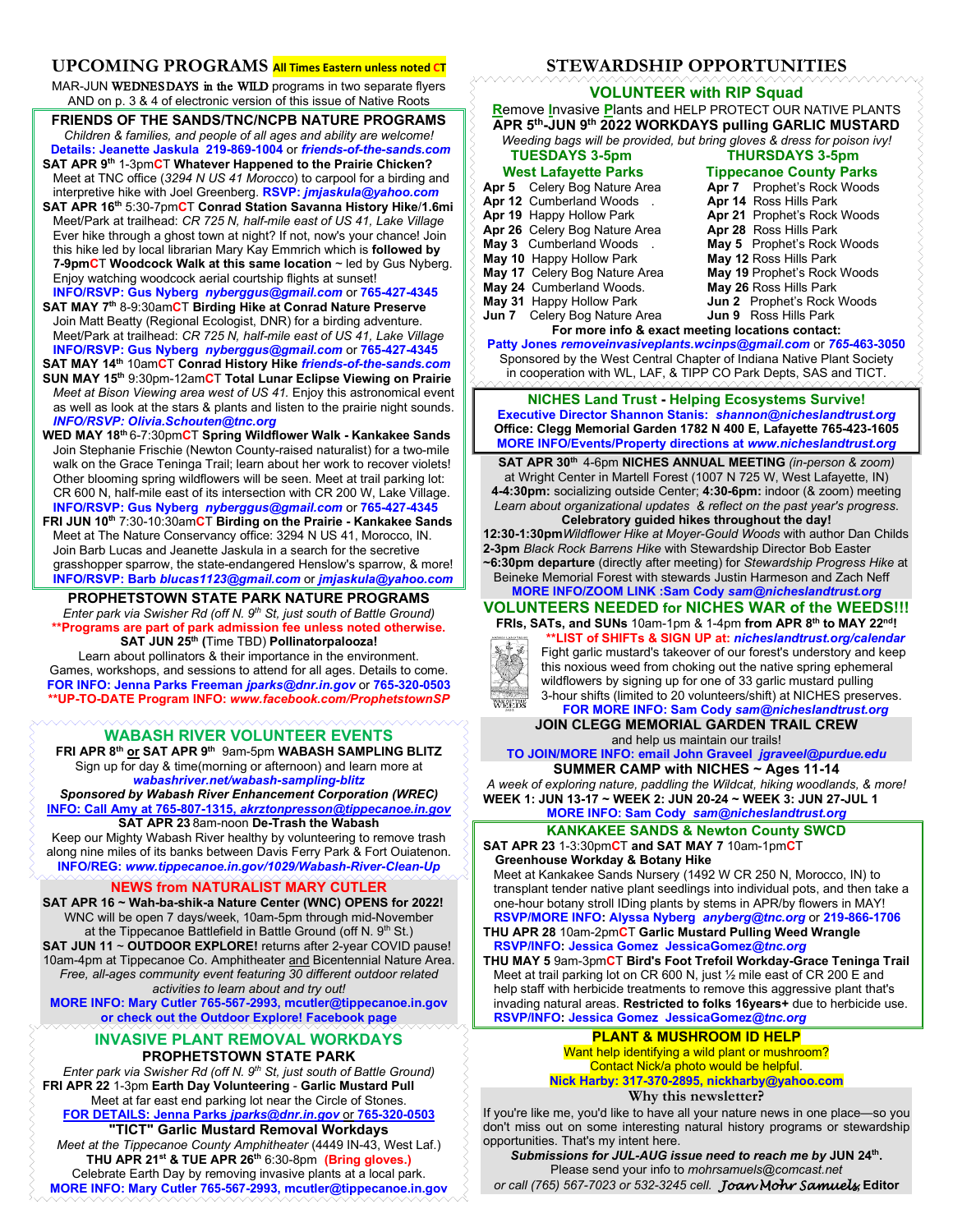## UPCOMING PROGRAMS **All Times Eastern unless noted CT**

MAR-JUN WEDNESDAYS in the WILD programs in two separate flyers AND on p. 3 & 4 of electronic version of this issue of Native Roots

### FRIENDS OF THE SANDS/TNC/NCPB NATURE PROGRAMS

*Children & families, and people of all ages and ability are welcome!*
**Details: Jeanette Jaskula 219-869-1004** or ***friends-of-the-sands.com***

**SAT APR 9th** 1-3pmCT **Whatever Happened to the Prairie Chicken?** Meet at TNC office (*3294 N US 41 Morocco*) to carpool for a birding and interpretive hike with Joel Greenberg. **RSVP: *jmjaskula@yahoo.com***

**SAT APR 16th** 5:30-7pmCT **Conrad Station Savanna History Hike/1.6mi** Meet/Park at trailhead: *CR 725 N, half-mile east of US 41, Lake Village* Ever hike through a ghost town at night? If not, now's your chance! Join this hike led by local librarian Mary Kay Emmrich which is **followed by 7-9pmCT Woodcock Walk at this same location** ~ led by Gus Nyberg. Enjoy watching woodcock aerial courtship flights at sunset!
**INFO/RSVP: Gus Nyberg *nyberggus@gmail.com*** or **765-427-4345**

**SAT MAY 7th** 8-9:30amCT **Birding Hike at Conrad Nature Preserve** Join Matt Beatty (Regional Ecologist, DNR) for a birding adventure. Meet/Park at trailhead: *CR 725 N, half-mile east of US 41, Lake Village*
**INFO/RSVP: Gus Nyberg *nyberggus@gmail.com*** or **765-427-4345**

**SAT MAY 14th** 10amCT **Conrad History Hike** ***friends-of-the-sands.com***

**SUN MAY 15th** 9:30pm-12amCT **Total Lunar Eclipse Viewing on Prairie** *Meet at Bison Viewing area west of US 41.* Enjoy this astronomical event as well as look at the stars & plants and listen to the prairie night sounds.
***INFO/RSVP: Olivia.Schouten@tnc.org***

**WED MAY 18th** 6-7:30pmCT **Spring Wildflower Walk - Kankakee Sands** Join Stephanie Frischie (Newton County-raised naturalist) for a two-mile walk on the Grace Teninga Trail; learn about her work to recover violets! Other blooming spring wildflowers will be seen. Meet at trail parking lot: CR 600 N, half-mile east of its intersection with CR 200 W, Lake Village.
**INFO/RSVP: Gus Nyberg *nyberggus@gmail.com*** or **765-427-4345**

**FRI JUN 10th** 7:30-10:30amCT **Birding on the Prairie - Kankakee Sands** Meet at The Nature Conservancy office: 3294 N US 41, Morocco, IN. Join Barb Lucas and Jeanette Jaskula in a search for the secretive grasshopper sparrow, the state-endangered Henslow's sparrow, & more!
**INFO/RSVP: Barb *blucas1123@gmail.com*** or ***jmjaskula@yahoo.com***

### PROPHETSTOWN STATE PARK NATURE PROGRAMS

*Enter park via Swisher Rd (off N. 9th St, just south of Battle Ground)*
****Programs are part of park admission fee unless noted otherwise.**

**SAT JUN 25th** (Time TBD) **Pollinatorpalooza!**
Learn about pollinators & their importance in the environment. Games, workshops, and sessions to attend for all ages. Details to come.
**FOR INFO: Jenna Parks Freeman *jparks@dnr.in.gov*** or **765-320-0503**
****UP-TO-DATE Program INFO: *www.facebook.com/ProphetstownSP***

### WABASH RIVER VOLUNTEER EVENTS

**FRI APR 8th or SAT APR 9th** 9am-5pm **WABASH SAMPLING BLITZ**
Sign up for day & time(morning or afternoon) and learn more at ***wabashriver.net/wabash-sampling-blitz***
***Sponsored by Wabash River Enhancement Corporation (WREC)***
**INFO: Call Amy at 765-807-1315, *akrztonpresson@tippecanoe.in.gov***

**SAT APR 23** 8am-noon **De-Trash the Wabash**
Keep our Mighty Wabash River healthy by volunteering to remove trash along nine miles of its banks between Davis Ferry Park & Fort Ouiatenon.
**INFO/REG: *www.tippecanoe.in.gov/1029/Wabash-River-Clean-Up***

### NEWS from NATURALIST MARY CUTLER

**SAT APR 16 ~ Wah-ba-shik-a Nature Center (WNC) OPENS for 2022!**
WNC will be open 7 days/week, 10am-5pm through mid-November at the Tippecanoe Battlefield in Battle Ground (off N. 9th St.)

**SAT JUN 11 ~ OUTDOOR EXPLORE!** returns after 2-year COVID pause! 10am-4pm at Tippecanoe Co. Amphitheater and Bicentennial Nature Area. *Free, all-ages community event featuring 30 different outdoor related activities to learn about and try out!*
**MORE INFO: Mary Cutler 765-567-2993, mcutler@tippecanoe.in.gov or check out the Outdoor Explore! Facebook page**

### INVASIVE PLANT REMOVAL WORKDAYS

**PROPHETSTOWN STATE PARK**
*Enter park via Swisher Rd (off N. 9th St, just south of Battle Ground)*

**FRI APR 22** 1-3pm **Earth Day Volunteering - Garlic Mustard Pull**
Meet at far east end parking lot near the Circle of Stones.
**FOR DETAILS: Jenna Parks *jparks@dnr.in.gov*** or **765-320-0503**

**"TICT" Garlic Mustard Removal Workdays**
*Meet at the Tippecanoe County Amphitheater* (4449 IN-43, West Laf.)
**THU APR 21st & TUE APR 26th** 6:30-8pm **(Bring gloves.)**
Celebrate Earth Day by removing invasive plants at a local park.
**MORE INFO: Mary Cutler 765-567-2993, mcutler@tippecanoe.in.gov**

## STEWARDSHIP OPPORTUNITIES

### VOLUNTEER with RIP Squad

**R**emove **I**nvasive **P**lants and HELP PROTECT OUR NATIVE PLANTS
**APR 5th-JUN 9th 2022 WORKDAYS pulling GARLIC MUSTARD**
*Weeding bags will be provided, but bring gloves & dress for poison ivy!*

| TUESDAYS 3-5pm West Lafayette Parks | THURSDAYS 3-5pm Tippecanoe County Parks |
|---|---|
| **Apr 5** Celery Bog Nature Area | **Apr 7** Prophet's Rock Woods |
| **Apr 12** Cumberland Woods | **Apr 14** Ross Hills Park |
| **Apr 19** Happy Hollow Park | **Apr 21** Prophet's Rock Woods |
| **Apr 26** Celery Bog Nature Area | **Apr 28** Ross Hills Park |
| **May 3** Cumberland Woods | **May 5** Prophet's Rock Woods |
| **May 10** Happy Hollow Park | **May 12** Ross Hills Park |
| **May 17** Celery Bog Nature Area | **May 19** Prophet's Rock Woods |
| **May 24** Cumberland Woods. | **May 26** Ross Hills Park |
| **May 31** Happy Hollow Park | **Jun 2** Prophet's Rock Woods |
| **Jun 7** Celery Bog Nature Area | **Jun 9** Ross Hills Park |

**For more info & exact meeting locations contact:**
**Patty Jones *removeinvasiveplants.wcinps@gmail.com*** or ***765-463-3050***
Sponsored by the West Central Chapter of Indiana Native Plant Society in cooperation with WL, LAF, & TIPP CO Park Depts, SAS and TICT.

### NICHES Land Trust - Helping Ecosystems Survive!

**Executive Director Shannon Stanis: *shannon@nicheslandtrust.org***
**Office: Clegg Memorial Garden 1782 N 400 E, Lafayette 765-423-1605**
**MORE INFO/Events/Property directions at *www.nicheslandtrust.org***

**SAT APR 30th** 4-6pm **NICHES ANNUAL MEETING** *(in-person & zoom)* at Wright Center in Martell Forest (1007 N 725 W, West Lafayette, IN)
**4-4:30pm:** socializing outside Center; **4:30-6pm:** indoor (& zoom) meeting
*Learn about organizational updates & reflect on the past year's progress.*
**Celebratory guided hikes throughout the day!**
**12:30-1:30pm** *Wildflower Hike at Moyer-Gould Woods* with author Dan Childs
**2-3pm** *Black Rock Barrens Hike* with Stewardship Director Bob Easter
**~6:30pm departure** (directly after meeting) for *Stewardship Progress Hike* at Beineke Memorial Forest with stewards Justin Harmeson and Zach Neff
**MORE INFO/ZOOM LINK :Sam Cody *sam@nicheslandtrust.org***

### VOLUNTEERS NEEDED for NICHES WAR of the WEEDS!!!

**FRIs, SATs, and SUNs** 10am-1pm & 1-4pm **from APR 8th to MAY 22nd!**
****LIST of SHIFTs & SIGN UP at: *nicheslandtrust.org/calendar***
Fight garlic mustard's takeover of our forest's understory and keep this noxious weed from choking out the native spring ephemeral wildflowers by signing up for one of 33 garlic mustard pulling 3-hour shifts (limited to 20 volunteers/shift) at NICHES preserves.
**FOR MORE INFO: Sam Cody *sam@nicheslandtrust.org***

**JOIN CLEGG MEMORIAL GARDEN TRAIL CREW**
and help us maintain our trails!
**TO JOIN/MORE INFO: email John Graveel *jgraveel@purdue.edu***

**SUMMER CAMP with NICHES ~ Ages 11-14**
*A week of exploring nature, paddling the Wildcat, hiking woodlands, & more!*
**WEEK 1: JUN 13-17 ~ WEEK 2: JUN 20-24 ~ WEEK 3: JUN 27-JUL 1**
**MORE INFO: Sam Cody *sam@nicheslandtrust.org***

### KANKAKEE SANDS & Newton County SWCD

**SAT APR 23** 1-3:30pmCT **and SAT MAY 7** 10am-1pmCT
**Greenhouse Workday & Botany Hike**
Meet at Kankakee Sands Nursery (1492 W CR 250 N, Morocco, IN) to transplant tender native plant seedlings into individual pots, and then take a one-hour botany stroll IDing plants by stems in APR/by flowers in MAY!
**RSVP/MORE INFO: Alyssa Nyberg *anyberg@tnc.org*** or **219-866-1706**

**THU APR 28** 10am-2pmCT **Garlic Mustard Pulling Weed Wrangle**
**RSVP/INFO: Jessica Gomez *JessicaGomez@tnc.org***

**THU MAY 5** 9am-3pmCT **Bird's Foot Trefoil Workday-Grace Teninga Trail** Meet at trail parking lot on CR 600 N, just ½ mile east of CR 200 E and help staff with herbicide treatments to remove this aggressive plant that's invading natural areas. **Restricted to folks 16years+** due to herbicide use.
**RSVP/INFO: Jessica Gomez *JessicaGomez@tnc.org***

### PLANT & MUSHROOM ID HELP

Want help identifying a wild plant or mushroom?
Contact Nick/a photo would be helpful.
**Nick Harby: 317-370-2895, nickharby@yahoo.com**

**Why this newsletter?**

If you're like me, you'd like to have all your nature news in one place—so you don't miss out on some interesting natural history programs or stewardship opportunities. That's my intent here.

***Submissions for JUL-AUG issue need to reach me by JUN 24th.***
Please send your info to *mohrsamuels@comcast.net*
*or call (765) 567-7023 or 532-3245 cell.* *Joan Mohr Samuels*, **Editor**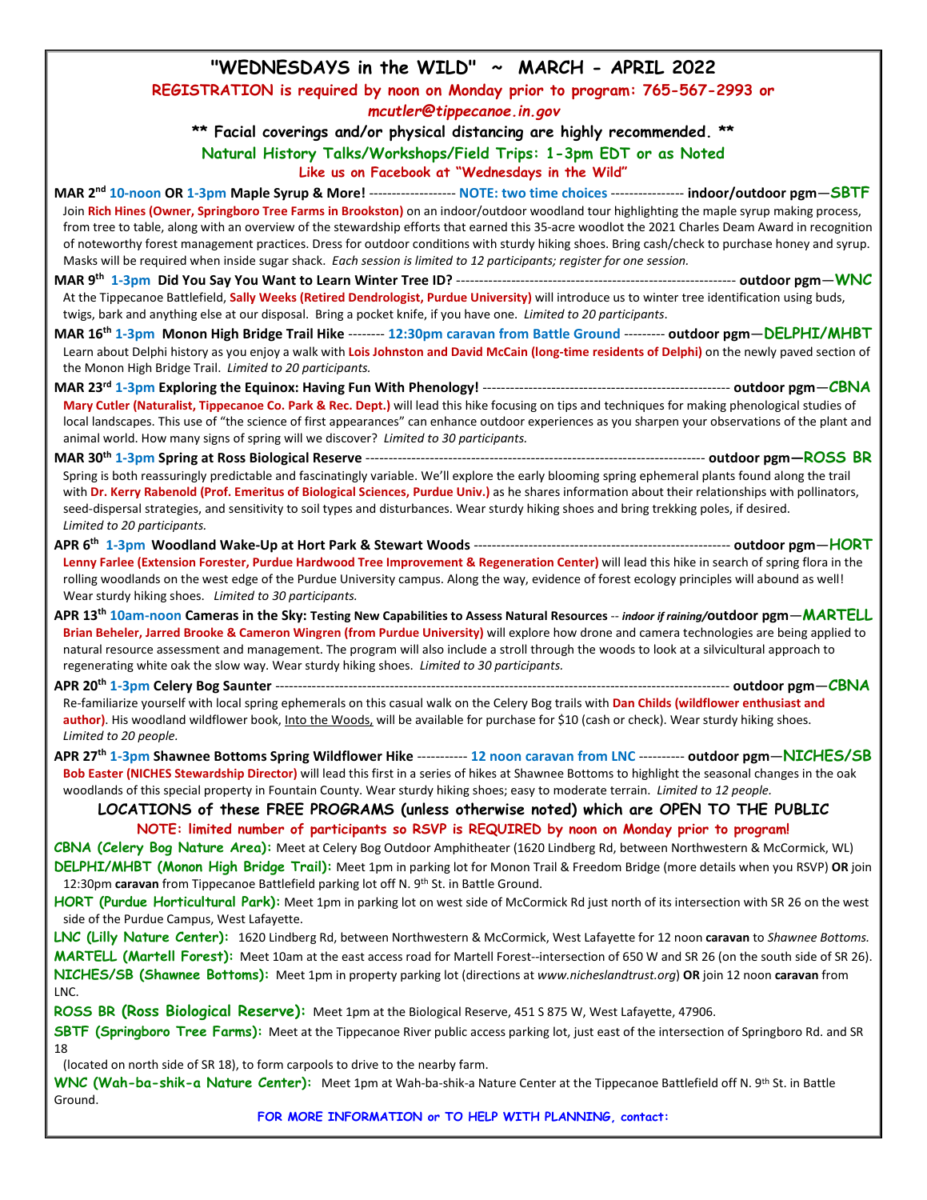# "WEDNESDAYS in the WILD" ~ MARCH - APRIL 2022

**REGISTRATION is required by noon on Monday prior to program: 765-567-2993 or *mcutler@tippecanoe.in.gov***

**\*\* Facial coverings and/or physical distancing are highly recommended. \*\***

**Natural History Talks/Workshops/Field Trips: 1-3pm EDT or as Noted**

**Like us on Facebook at "Wednesdays in the Wild"**

**MAR 2nd 10-noon OR 1-3pm Maple Syrup & More!** ------------------- **NOTE: two time choices** ---------------- **indoor/outdoor pgm—SBTF**
Join **Rich Hines (Owner, Springboro Tree Farms in Brookston)** on an indoor/outdoor woodland tour highlighting the maple syrup making process, from tree to table, along with an overview of the stewardship efforts that earned this 35-acre woodlot the 2021 Charles Deam Award in recognition of noteworthy forest management practices. Dress for outdoor conditions with sturdy hiking shoes. Bring cash/check to purchase honey and syrup. Masks will be required when inside sugar shack. *Each session is limited to 12 participants; register for one session.*

**MAR 9th 1-3pm Did You Say You Want to Learn Winter Tree ID?** ------------------------------------------------------------- **outdoor pgm—WNC**
At the Tippecanoe Battlefield, **Sally Weeks (Retired Dendrologist, Purdue University)** will introduce us to winter tree identification using buds, twigs, bark and anything else at our disposal. Bring a pocket knife, if you have one. *Limited to 20 participants*.

**MAR 16th 1-3pm Monon High Bridge Trail Hike** -------- **12:30pm caravan from Battle Ground** --------- **outdoor pgm—DELPHI/MHBT**
Learn about Delphi history as you enjoy a walk with **Lois Johnston and David McCain (long-time residents of Delphi)** on the newly paved section of the Monon High Bridge Trail. *Limited to 20 participants.*

**MAR 23rd 1-3pm Exploring the Equinox: Having Fun With Phenology!** ------------------------------------------------------ **outdoor pgm—CBNA**
**Mary Cutler (Naturalist, Tippecanoe Co. Park & Rec. Dept.)** will lead this hike focusing on tips and techniques for making phenological studies of local landscapes. This use of "the science of first appearances" can enhance outdoor experiences as you sharpen your observations of the plant and animal world. How many signs of spring will we discover? *Limited to 30 participants.*

**MAR 30th 1-3pm Spring at Ross Biological Reserve** -------------------------------------------------------------------------- **outdoor pgm—ROSS BR**
Spring is both reassuringly predictable and fascinatingly variable. We'll explore the early blooming spring ephemeral plants found along the trail with **Dr. Kerry Rabenold (Prof. Emeritus of Biological Sciences, Purdue Univ.)** as he shares information about their relationships with pollinators, seed-dispersal strategies, and sensitivity to soil types and disturbances. Wear sturdy hiking shoes and bring trekking poles, if desired. *Limited to 20 participants.*

**APR 6th 1-3pm Woodland Wake-Up at Hort Park & Stewart Woods** -------------------------------------------------------- **outdoor pgm—HORT**
**Lenny Farlee (Extension Forester, Purdue Hardwood Tree Improvement & Regeneration Center)** will lead this hike in search of spring flora in the rolling woodlands on the west edge of the Purdue University campus. Along the way, evidence of forest ecology principles will abound as well! Wear sturdy hiking shoes. *Limited to 30 participants.*

**APR 13th 10am-noon Cameras in the Sky: Testing New Capabilities to Assess Natural Resources** -- *indoor if raining*/**outdoor pgm—MARTELL**
**Brian Beheler, Jarred Brooke & Cameron Wingren (from Purdue University)** will explore how drone and camera technologies are being applied to natural resource assessment and management. The program will also include a stroll through the woods to look at a silvicultural approach to regenerating white oak the slow way. Wear sturdy hiking shoes. *Limited to 30 participants.*

**APR 20th 1-3pm Celery Bog Saunter** ------------------------------------------------------------------------------------------------ **outdoor pgm—CBNA**
Re-familiarize yourself with local spring ephemerals on this casual walk on the Celery Bog trails with **Dan Childs (wildflower enthusiast and author)**. His woodland wildflower book, Into the Woods, will be available for purchase for $10 (cash or check). Wear sturdy hiking shoes. *Limited to 20 people.*

**APR 27th 1-3pm Shawnee Bottoms Spring Wildflower Hike** ----------- **12 noon caravan from LNC** ---------- **outdoor pgm—NICHES/SB**
**Bob Easter (NICHES Stewardship Director)** will lead this first in a series of hikes at Shawnee Bottoms to highlight the seasonal changes in the oak woodlands of this special property in Fountain County. Wear sturdy hiking shoes; easy to moderate terrain. *Limited to 12 people.*

## LOCATIONS of these FREE PROGRAMS (unless otherwise noted) which are OPEN TO THE PUBLIC

**NOTE: limited number of participants so RSVP is REQUIRED by noon on Monday prior to program!**

**CBNA (Celery Bog Nature Area):** Meet at Celery Bog Outdoor Amphitheater (1620 Lindberg Rd, between Northwestern & McCormick, WL)

**DELPHI/MHBT (Monon High Bridge Trail):** Meet 1pm in parking lot for Monon Trail & Freedom Bridge (more details when you RSVP) **OR** join 12:30pm **caravan** from Tippecanoe Battlefield parking lot off N. 9th St. in Battle Ground.

**HORT (Purdue Horticultural Park):** Meet 1pm in parking lot on west side of McCormick Rd just north of its intersection with SR 26 on the west side of the Purdue Campus, West Lafayette.

**LNC (Lilly Nature Center):** 1620 Lindberg Rd, between Northwestern & McCormick, West Lafayette for 12 noon **caravan** to *Shawnee Bottoms.*

**MARTELL (Martell Forest):** Meet 10am at the east access road for Martell Forest--intersection of 650 W and SR 26 (on the south side of SR 26).

**NICHES/SB (Shawnee Bottoms):** Meet 1pm in property parking lot (directions at *www.nicheslandtrust.org*) **OR** join 12 noon **caravan** from LNC.

**ROSS BR (Ross Biological Reserve):** Meet 1pm at the Biological Reserve, 451 S 875 W, West Lafayette, 47906.

**SBTF (Springboro Tree Farms):** Meet at the Tippecanoe River public access parking lot, just east of the intersection of Springboro Rd. and SR 18
(located on north side of SR 18), to form carpools to drive to the nearby farm.

**WNC (Wah-ba-shik-a Nature Center):** Meet 1pm at Wah-ba-shik-a Nature Center at the Tippecanoe Battlefield off N. 9th St. in Battle Ground.

**FOR MORE INFORMATION or TO HELP WITH PLANNING, contact:**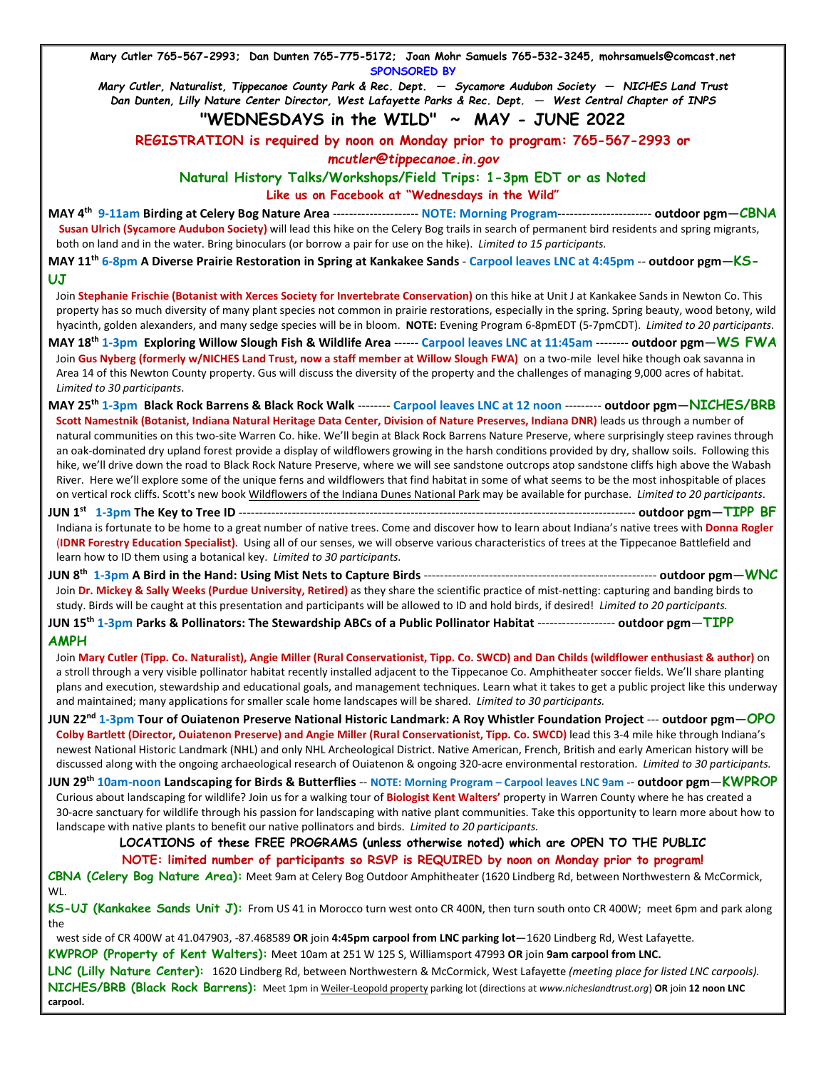**Mary Cutler 765-567-2993; Dan Dunten 765-775-5172; Joan Mohr Samuels 765-532-3245, mohrsamuels@comcast.net**

**SPONSORED BY**

***Mary Cutler, Naturalist, Tippecanoe County Park & Rec. Dept. — Sycamore Audubon Society — NICHES Land Trust***
***Dan Dunten, Lilly Nature Center Director, West Lafayette Parks & Rec. Dept. — West Central Chapter of INPS***

# "WEDNESDAYS in the WILD" ~ MAY - JUNE 2022

**REGISTRATION is required by noon on Monday prior to program: 765-567-2993 or *mcutler@tippecanoe.in.gov***

**Natural History Talks/Workshops/Field Trips: 1-3pm EDT or as Noted**

**Like us on Facebook at "Wednesdays in the Wild"**

**MAY 4th 9-11am Birding at Celery Bog Nature Area** --------------------- **NOTE: Morning Program**----------------------- **outdoor pgm—CBNA**
**Susan Ulrich (Sycamore Audubon Society)** will lead this hike on the Celery Bog trails in search of permanent bird residents and spring migrants, both on land and in the water. Bring binoculars (or borrow a pair for use on the hike). *Limited to 15 participants.*

**MAY 11th 6-8pm A Diverse Prairie Restoration in Spring at Kankakee Sands** - **Carpool leaves LNC at 4:45pm** -- **outdoor pgm—KS-UJ**
Join **Stephanie Frischie (Botanist with Xerces Society for Invertebrate Conservation)** on this hike at Unit J at Kankakee Sands in Newton Co. This property has so much diversity of many plant species not common in prairie restorations, especially in the spring. Spring beauty, wood betony, wild hyacinth, golden alexanders, and many sedge species will be in bloom. **NOTE:** Evening Program 6-8pmEDT (5-7pmCDT). *Limited to 20 participants.*

**MAY 18th 1-3pm Exploring Willow Slough Fish & Wildlife Area** ------ **Carpool leaves LNC at 11:45am** -------- **outdoor pgm—WS FWA**
Join **Gus Nyberg (formerly w/NICHES Land Trust, now a staff member at Willow Slough FWA)** on a two-mile level hike though oak savanna in Area 14 of this Newton County property. Gus will discuss the diversity of the property and the challenges of managing 9,000 acres of habitat. *Limited to 30 participants*.

**MAY 25th 1-3pm Black Rock Barrens & Black Rock Walk** -------- **Carpool leaves LNC at 12 noon** --------- **outdoor pgm—NICHES/BRB**
**Scott Namestnik (Botanist, Indiana Natural Heritage Data Center, Division of Nature Preserves, Indiana DNR)** leads us through a number of natural communities on this two-site Warren Co. hike. We'll begin at Black Rock Barrens Nature Preserve, where surprisingly steep ravines through an oak-dominated dry upland forest provide a display of wildflowers growing in the harsh conditions provided by dry, shallow soils. Following this hike, we'll drive down the road to Black Rock Nature Preserve, where we will see sandstone outcrops atop sandstone cliffs high above the Wabash River. Here we'll explore some of the unique ferns and wildflowers that find habitat in some of what seems to be the most inhospitable of places on vertical rock cliffs. Scott's new book Wildflowers of the Indiana Dunes National Park may be available for purchase. *Limited to 20 participants*.

**JUN 1st 1-3pm The Key to Tree ID** ------------------------------------------------------------------------------------------------ **outdoor pgm—TIPP BF**
Indiana is fortunate to be home to a great number of native trees. Come and discover how to learn about Indiana's native trees with **Donna Rogler (IDNR Forestry Education Specialist)**. Using all of our senses, we will observe various characteristics of trees at the Tippecanoe Battlefield and learn how to ID them using a botanical key. *Limited to 30 participants.*

**JUN 8th 1-3pm A Bird in the Hand: Using Mist Nets to Capture Birds** --------------------------------------------------------- **outdoor pgm—WNC**
Join **Dr. Mickey & Sally Weeks (Purdue University, Retired)** as they share the scientific practice of mist-netting: capturing and banding birds to study. Birds will be caught at this presentation and participants will be allowed to ID and hold birds, if desired! *Limited to 20 participants.*

**JUN 15th 1-3pm Parks & Pollinators: The Stewardship ABCs of a Public Pollinator Habitat** ------------------- **outdoor pgm—TIPP AMPH**
Join **Mary Cutler (Tipp. Co. Naturalist), Angie Miller (Rural Conservationist, Tipp. Co. SWCD) and Dan Childs (wildflower enthusiast & author)** on a stroll through a very visible pollinator habitat recently installed adjacent to the Tippecanoe Co. Amphitheater soccer fields. We'll share planting plans and execution, stewardship and educational goals, and management techniques. Learn what it takes to get a public project like this underway and maintained; many applications for smaller scale home landscapes will be shared. *Limited to 30 participants.*

**JUN 22nd 1-3pm Tour of Ouiatenon Preserve National Historic Landmark: A Roy Whistler Foundation Project** --- **outdoor pgm—OPO**
**Colby Bartlett (Director, Ouiatenon Preserve) and Angie Miller (Rural Conservationist, Tipp. Co. SWCD)** lead this 3-4 mile hike through Indiana's newest National Historic Landmark (NHL) and only NHL Archeological District. Native American, French, British and early American history will be discussed along with the ongoing archaeological research of Ouiatenon & ongoing 320-acre environmental restoration. *Limited to 30 participants.*

**JUN 29th 10am-noon Landscaping for Birds & Butterflies** -- **NOTE: Morning Program – Carpool leaves LNC 9am** -- **outdoor pgm—KWPROP**
Curious about landscaping for wildlife? Join us for a walking tour of **Biologist Kent Walters'** property in Warren County where he has created a 30-acre sanctuary for wildlife through his passion for landscaping with native plant communities. Take this opportunity to learn more about how to landscape with native plants to benefit our native pollinators and birds. *Limited to 20 participants.*

**LOCATIONS of these FREE PROGRAMS (unless otherwise noted) which are OPEN TO THE PUBLIC**

**NOTE: limited number of participants so RSVP is REQUIRED by noon on Monday prior to program!**

**CBNA (Celery Bog Nature Area):** Meet 9am at Celery Bog Outdoor Amphitheater (1620 Lindberg Rd, between Northwestern & McCormick, WL.

**KS-UJ (Kankakee Sands Unit J):** From US 41 in Morocco turn west onto CR 400N, then turn south onto CR 400W; meet 6pm and park along the west side of CR 400W at 41.047903, -87.468589 **OR** join **4:45pm carpool from LNC parking lot**—1620 Lindberg Rd, West Lafayette.

**KWPROP (Property of Kent Walters):** Meet 10am at 251 W 125 S, Williamsport 47993 **OR** join **9am carpool from LNC.**

**LNC (Lilly Nature Center):** 1620 Lindberg Rd, between Northwestern & McCormick, West Lafayette *(meeting place for listed LNC carpools).*

**NICHES/BRB (Black Rock Barrens):** Meet 1pm in Weiler-Leopold property parking lot (directions at *www.nicheslandtrust.org*) **OR** join **12 noon LNC carpool.**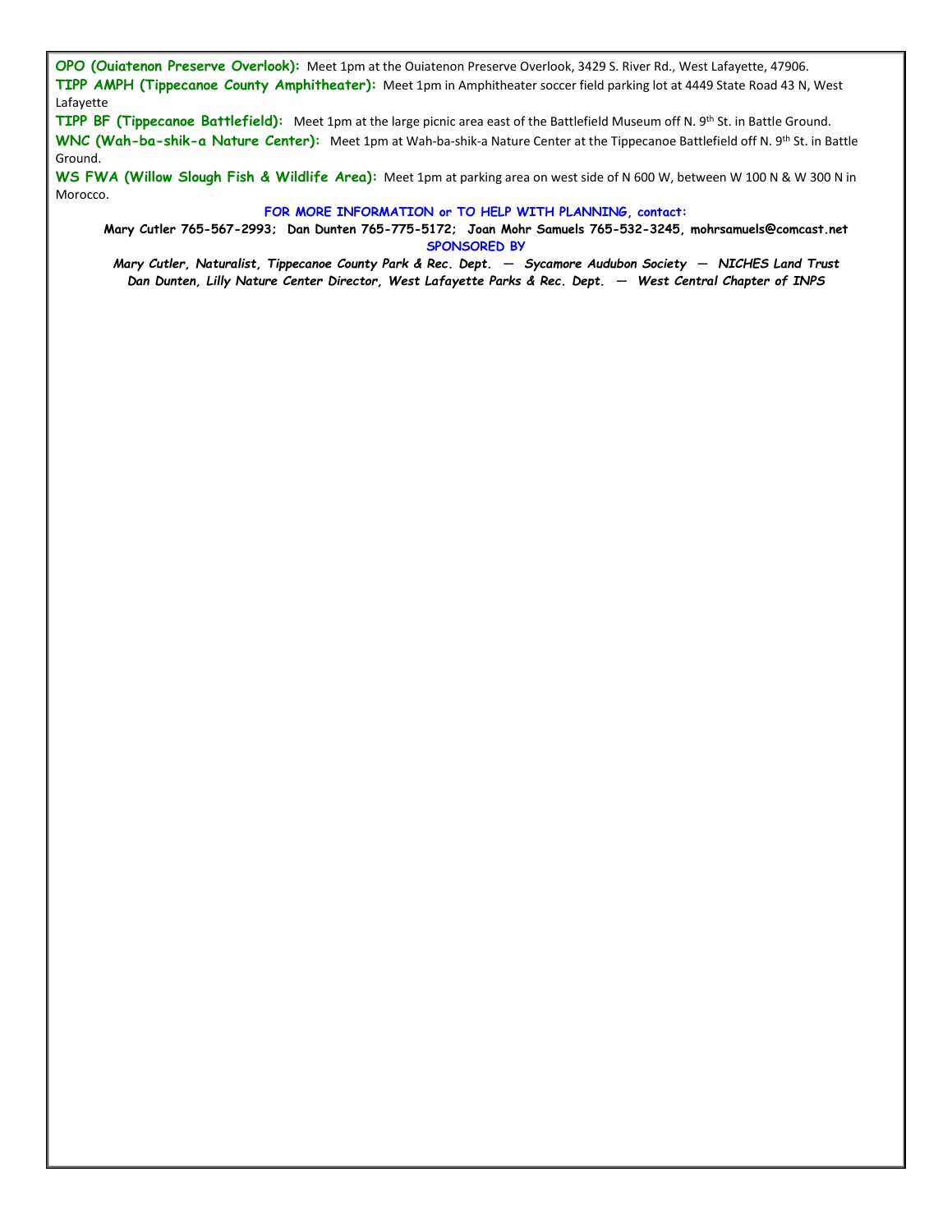**OPO (Ouiatenon Preserve Overlook):** Meet 1pm at the Ouiatenon Preserve Overlook, 3429 S. River Rd., West Lafayette, 47906.

**TIPP AMPH (Tippecanoe County Amphitheater):** Meet 1pm in Amphitheater soccer field parking lot at 4449 State Road 43 N, West Lafayette

**TIPP BF (Tippecanoe Battlefield):** Meet 1pm at the large picnic area east of the Battlefield Museum off N. 9th St. in Battle Ground.

**WNC (Wah-ba-shik-a Nature Center):** Meet 1pm at Wah-ba-shik-a Nature Center at the Tippecanoe Battlefield off N. 9th St. in Battle Ground.

**WS FWA (Willow Slough Fish & Wildlife Area):** Meet 1pm at parking area on west side of N 600 W, between W 100 N & W 300 N in Morocco.

**FOR MORE INFORMATION or TO HELP WITH PLANNING, contact:**

**Mary Cutler 765-567-2993; Dan Dunten 765-775-5172; Joan Mohr Samuels 765-532-3245, mohrsamuels@comcast.net**

**SPONSORED BY**

***Mary Cutler, Naturalist, Tippecanoe County Park & Rec. Dept. — Sycamore Audubon Society — NICHES Land Trust***

***Dan Dunten, Lilly Nature Center Director, West Lafayette Parks & Rec. Dept. — West Central Chapter of INPS***